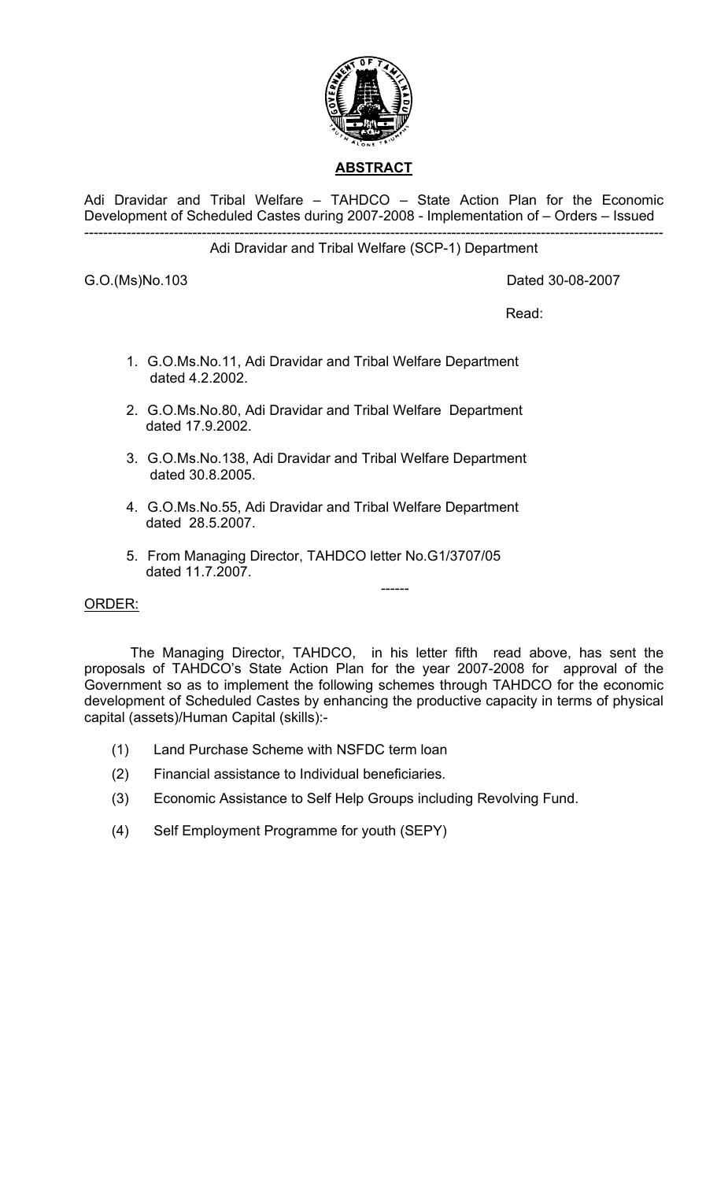## ABSTRACT

Adi Dravidar and Tribal Welfare – TAHDCO – State Action Plan for the Economic Development of Scheduled Castes during 2007-2008 - Implementation of – Orders – Issued

---

Adi Dravidar and Tribal Welfare (SCP-1) Department

G.O.(Ms)No.103 Dated 30-08-2007

Read:

1. G.O.Ms.No.11, Adi Dravidar and Tribal Welfare Department dated 4.2.2002.
2. G.O.Ms.No.80, Adi Dravidar and Tribal Welfare Department dated 17.9.2002.
3. G.O.Ms.No.138, Adi Dravidar and Tribal Welfare Department dated 30.8.2005.
4. G.O.Ms.No.55, Adi Dravidar and Tribal Welfare Department dated 28.5.2007.
5. From Managing Director, TAHDCO letter No.G1/3707/05 dated 11.7.2007.

------

ORDER:

The Managing Director, TAHDCO, in his letter fifth read above, has sent the proposals of TAHDCO's State Action Plan for the year 2007-2008 for approval of the Government so as to implement the following schemes through TAHDCO for the economic development of Scheduled Castes by enhancing the productive capacity in terms of physical capital (assets)/Human Capital (skills):-

(1) Land Purchase Scheme with NSFDC term loan

(2) Financial assistance to Individual beneficiaries.

(3) Economic Assistance to Self Help Groups including Revolving Fund.

(4) Self Employment Programme for youth (SEPY)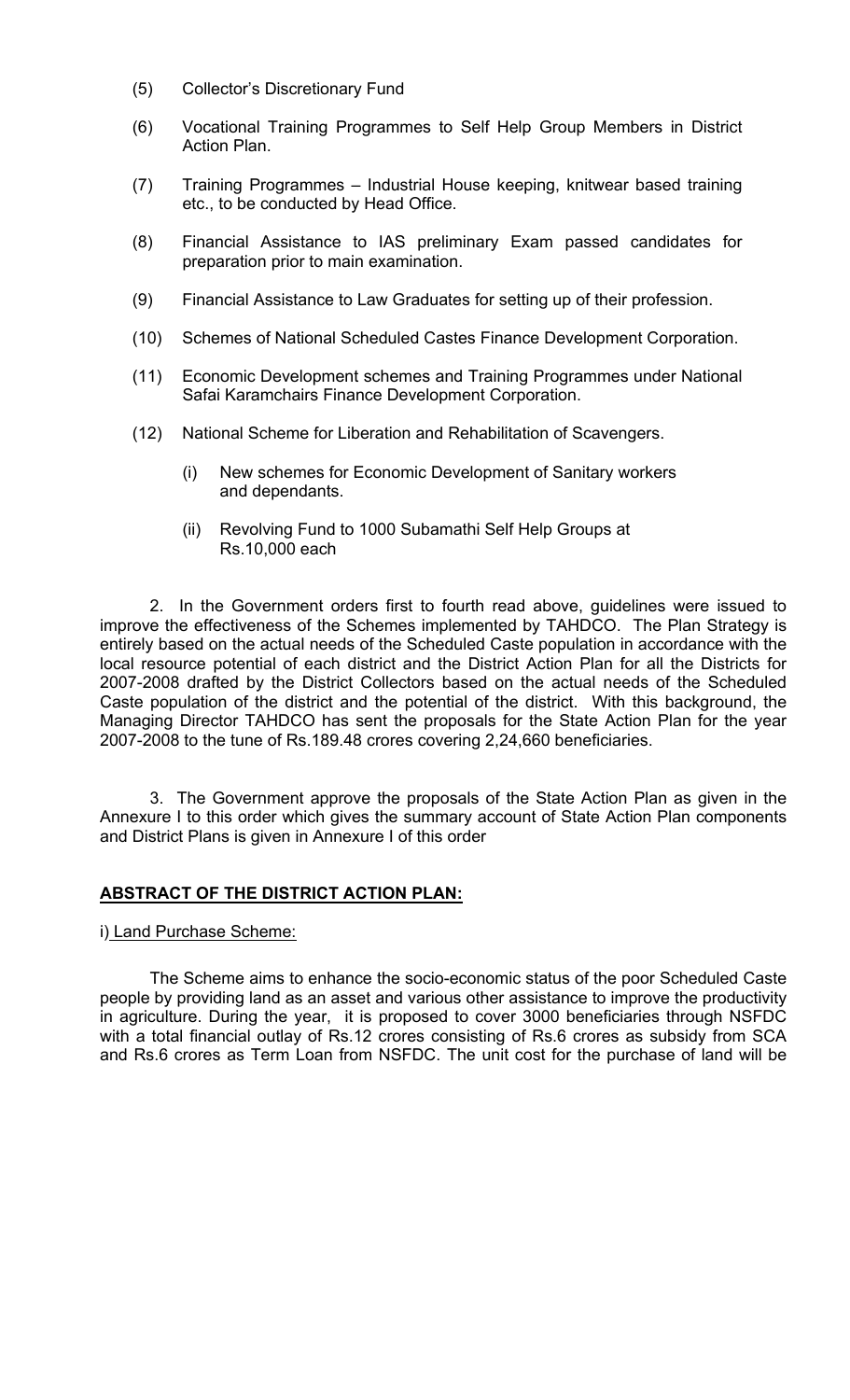(5) Collector's Discretionary Fund

(6) Vocational Training Programmes to Self Help Group Members in District Action Plan.

(7) Training Programmes – Industrial House keeping, knitwear based training etc., to be conducted by Head Office.

(8) Financial Assistance to IAS preliminary Exam passed candidates for preparation prior to main examination.

(9) Financial Assistance to Law Graduates for setting up of their profession.

(10) Schemes of National Scheduled Castes Finance Development Corporation.

(11) Economic Development schemes and Training Programmes under National Safai Karamchairs Finance Development Corporation.

(12) National Scheme for Liberation and Rehabilitation of Scavengers.

   (i) New schemes for Economic Development of Sanitary workers and dependants.

   (ii) Revolving Fund to 1000 Subamathi Self Help Groups at Rs.10,000 each

2. In the Government orders first to fourth read above, guidelines were issued to improve the effectiveness of the Schemes implemented by TAHDCO. The Plan Strategy is entirely based on the actual needs of the Scheduled Caste population in accordance with the local resource potential of each district and the District Action Plan for all the Districts for 2007-2008 drafted by the District Collectors based on the actual needs of the Scheduled Caste population of the district and the potential of the district. With this background, the Managing Director TAHDCO has sent the proposals for the State Action Plan for the year 2007-2008 to the tune of Rs.189.48 crores covering 2,24,660 beneficiaries.

3. The Government approve the proposals of the State Action Plan as given in the Annexure I to this order which gives the summary account of State Action Plan components and District Plans is given in Annexure I of this order

**ABSTRACT OF THE DISTRICT ACTION PLAN:**

i) Land Purchase Scheme:

The Scheme aims to enhance the socio-economic status of the poor Scheduled Caste people by providing land as an asset and various other assistance to improve the productivity in agriculture. During the year, it is proposed to cover 3000 beneficiaries through NSFDC with a total financial outlay of Rs.12 crores consisting of Rs.6 crores as subsidy from SCA and Rs.6 crores as Term Loan from NSFDC. The unit cost for the purchase of land will be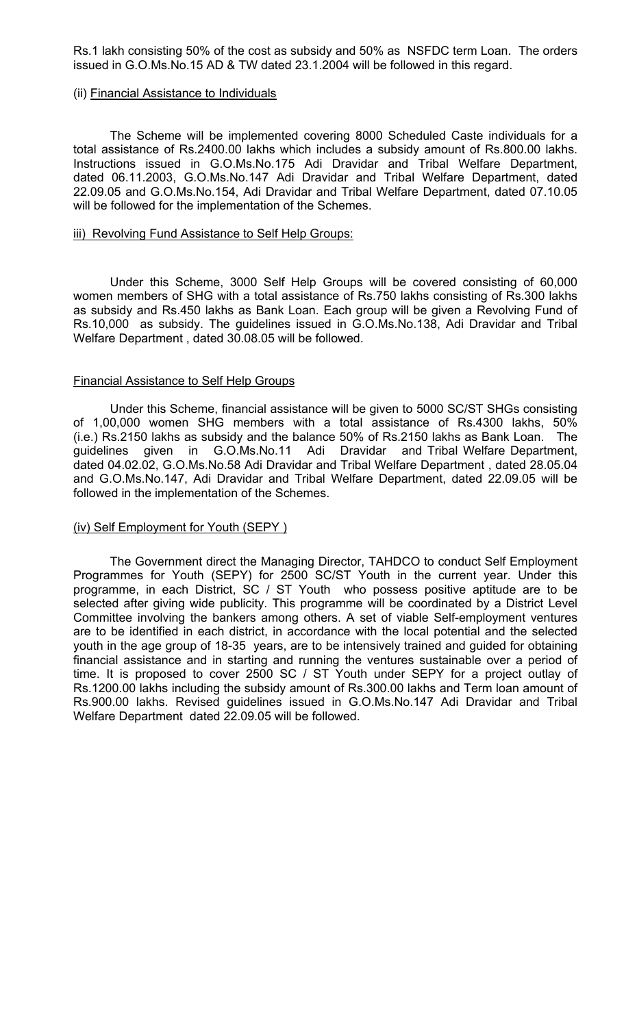Rs.1 lakh consisting 50% of the cost as subsidy and 50% as NSFDC term Loan. The orders issued in G.O.Ms.No.15 AD & TW dated 23.1.2004 will be followed in this regard.

(ii) <u>Financial Assistance to Individuals</u>

The Scheme will be implemented covering 8000 Scheduled Caste individuals for a total assistance of Rs.2400.00 lakhs which includes a subsidy amount of Rs.800.00 lakhs. Instructions issued in G.O.Ms.No.175 Adi Dravidar and Tribal Welfare Department, dated 06.11.2003, G.O.Ms.No.147 Adi Dravidar and Tribal Welfare Department, dated 22.09.05 and G.O.Ms.No.154, Adi Dravidar and Tribal Welfare Department, dated 07.10.05 will be followed for the implementation of the Schemes.

iii) <u>Revolving Fund Assistance to Self Help Groups:</u>

Under this Scheme, 3000 Self Help Groups will be covered consisting of 60,000 women members of SHG with a total assistance of Rs.750 lakhs consisting of Rs.300 lakhs as subsidy and Rs.450 lakhs as Bank Loan. Each group will be given a Revolving Fund of Rs.10,000 as subsidy. The guidelines issued in G.O.Ms.No.138, Adi Dravidar and Tribal Welfare Department , dated 30.08.05 will be followed.

<u>Financial Assistance to Self Help Groups</u>

Under this Scheme, financial assistance will be given to 5000 SC/ST SHGs consisting of 1,00,000 women SHG members with a total assistance of Rs.4300 lakhs, 50% (i.e.) Rs.2150 lakhs as subsidy and the balance 50% of Rs.2150 lakhs as Bank Loan. The guidelines given in G.O.Ms.No.11 Adi Dravidar and Tribal Welfare Department, dated 04.02.02, G.O.Ms.No.58 Adi Dravidar and Tribal Welfare Department , dated 28.05.04 and G.O.Ms.No.147, Adi Dravidar and Tribal Welfare Department, dated 22.09.05 will be followed in the implementation of the Schemes.

(iv) <u>Self Employment for Youth (SEPY )</u>

The Government direct the Managing Director, TAHDCO to conduct Self Employment Programmes for Youth (SEPY) for 2500 SC/ST Youth in the current year. Under this programme, in each District, SC / ST Youth who possess positive aptitude are to be selected after giving wide publicity. This programme will be coordinated by a District Level Committee involving the bankers among others. A set of viable Self-employment ventures are to be identified in each district, in accordance with the local potential and the selected youth in the age group of 18-35 years, are to be intensively trained and guided for obtaining financial assistance and in starting and running the ventures sustainable over a period of time. It is proposed to cover 2500 SC / ST Youth under SEPY for a project outlay of Rs.1200.00 lakhs including the subsidy amount of Rs.300.00 lakhs and Term loan amount of Rs.900.00 lakhs. Revised guidelines issued in G.O.Ms.No.147 Adi Dravidar and Tribal Welfare Department dated 22.09.05 will be followed.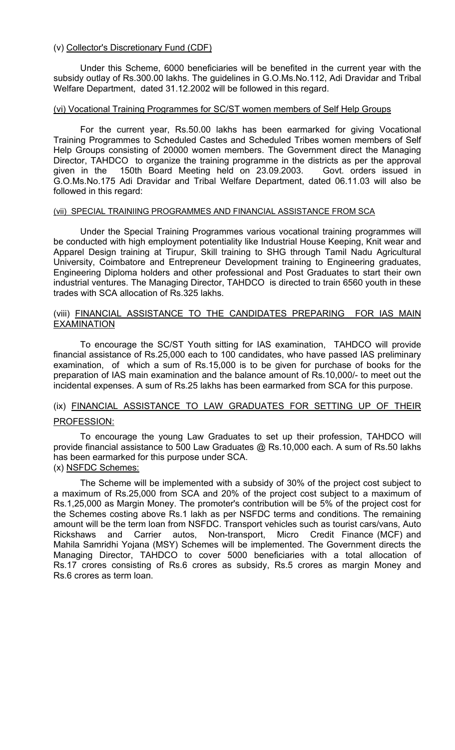(v) Collector's Discretionary Fund (CDF)

Under this Scheme, 6000 beneficiaries will be benefited in the current year with the subsidy outlay of Rs.300.00 lakhs. The guidelines in G.O.Ms.No.112, Adi Dravidar and Tribal Welfare Department, dated 31.12.2002 will be followed in this regard.

(vi) Vocational Training Programmes for SC/ST women members of Self Help Groups

For the current year, Rs.50.00 lakhs has been earmarked for giving Vocational Training Programmes to Scheduled Castes and Scheduled Tribes women members of Self Help Groups consisting of 20000 women members. The Government direct the Managing Director, TAHDCO to organize the training programme in the districts as per the approval given in the 150th Board Meeting held on 23.09.2003. Govt. orders issued in G.O.Ms.No.175 Adi Dravidar and Tribal Welfare Department, dated 06.11.03 will also be followed in this regard:

(vii) SPECIAL TRAINIING PROGRAMMES AND FINANCIAL ASSISTANCE FROM SCA

Under the Special Training Programmes various vocational training programmes will be conducted with high employment potentiality like Industrial House Keeping, Knit wear and Apparel Design training at Tirupur, Skill training to SHG through Tamil Nadu Agricultural University, Coimbatore and Entrepreneur Development training to Engineering graduates, Engineering Diploma holders and other professional and Post Graduates to start their own industrial ventures. The Managing Director, TAHDCO is directed to train 6560 youth in these trades with SCA allocation of Rs.325 lakhs.

(viii) FINANCIAL ASSISTANCE TO THE CANDIDATES PREPARING FOR IAS MAIN EXAMINATION

To encourage the SC/ST Youth sitting for IAS examination, TAHDCO will provide financial assistance of Rs.25,000 each to 100 candidates, who have passed IAS preliminary examination, of which a sum of Rs.15,000 is to be given for purchase of books for the preparation of IAS main examination and the balance amount of Rs.10,000/- to meet out the incidental expenses. A sum of Rs.25 lakhs has been earmarked from SCA for this purpose.

(ix) FINANCIAL ASSISTANCE TO LAW GRADUATES FOR SETTING UP OF THEIR PROFESSION:

To encourage the young Law Graduates to set up their profession, TAHDCO will provide financial assistance to 500 Law Graduates @ Rs.10,000 each. A sum of Rs.50 lakhs has been earmarked for this purpose under SCA.

(x) NSFDC Schemes:

The Scheme will be implemented with a subsidy of 30% of the project cost subject to a maximum of Rs.25,000 from SCA and 20% of the project cost subject to a maximum of Rs.1,25,000 as Margin Money. The promoter's contribution will be 5% of the project cost for the Schemes costing above Rs.1 lakh as per NSFDC terms and conditions. The remaining amount will be the term loan from NSFDC. Transport vehicles such as tourist cars/vans, Auto Rickshaws and Carrier autos, Non-transport, Micro Credit Finance (MCF) and Mahila Samridhi Yojana (MSY) Schemes will be implemented. The Government directs the Managing Director, TAHDCO to cover 5000 beneficiaries with a total allocation of Rs.17 crores consisting of Rs.6 crores as subsidy, Rs.5 crores as margin Money and Rs.6 crores as term loan.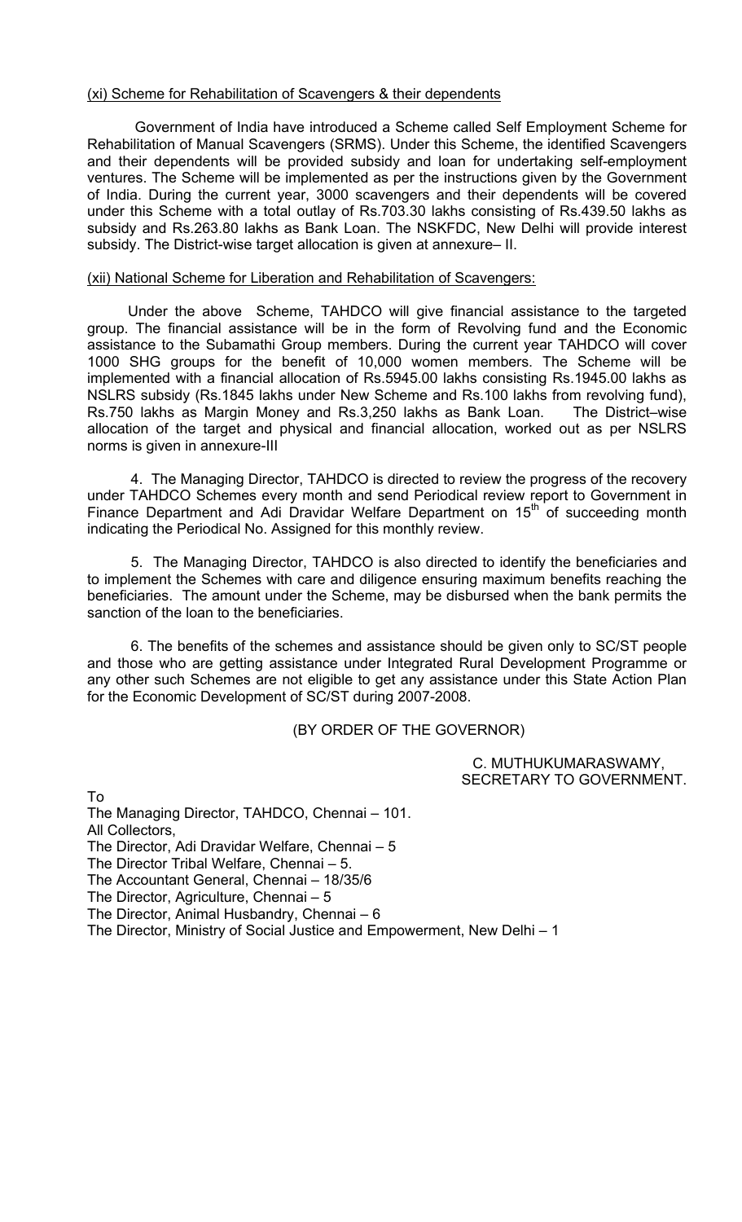(xi) Scheme for Rehabilitation of Scavengers & their dependents

Government of India have introduced a Scheme called Self Employment Scheme for Rehabilitation of Manual Scavengers (SRMS). Under this Scheme, the identified Scavengers and their dependents will be provided subsidy and loan for undertaking self-employment ventures. The Scheme will be implemented as per the instructions given by the Government of India. During the current year, 3000 scavengers and their dependents will be covered under this Scheme with a total outlay of Rs.703.30 lakhs consisting of Rs.439.50 lakhs as subsidy and Rs.263.80 lakhs as Bank Loan. The NSKFDC, New Delhi will provide interest subsidy. The District-wise target allocation is given at annexure– II.

(xii) National Scheme for Liberation and Rehabilitation of Scavengers:

Under the above Scheme, TAHDCO will give financial assistance to the targeted group. The financial assistance will be in the form of Revolving fund and the Economic assistance to the Subamathi Group members. During the current year TAHDCO will cover 1000 SHG groups for the benefit of 10,000 women members. The Scheme will be implemented with a financial allocation of Rs.5945.00 lakhs consisting Rs.1945.00 lakhs as NSLRS subsidy (Rs.1845 lakhs under New Scheme and Rs.100 lakhs from revolving fund), Rs.750 lakhs as Margin Money and Rs.3,250 lakhs as Bank Loan. The District–wise allocation of the target and physical and financial allocation, worked out as per NSLRS norms is given in annexure-III

4. The Managing Director, TAHDCO is directed to review the progress of the recovery under TAHDCO Schemes every month and send Periodical review report to Government in Finance Department and Adi Dravidar Welfare Department on 15th of succeeding month indicating the Periodical No. Assigned for this monthly review.

5. The Managing Director, TAHDCO is also directed to identify the beneficiaries and to implement the Schemes with care and diligence ensuring maximum benefits reaching the beneficiaries. The amount under the Scheme, may be disbursed when the bank permits the sanction of the loan to the beneficiaries.

6. The benefits of the schemes and assistance should be given only to SC/ST people and those who are getting assistance under Integrated Rural Development Programme or any other such Schemes are not eligible to get any assistance under this State Action Plan for the Economic Development of SC/ST during 2007-2008.

(BY ORDER OF THE GOVERNOR)

C. MUTHUKUMARASWAMY,
SECRETARY TO GOVERNMENT.

To
The Managing Director, TAHDCO, Chennai – 101.
All Collectors,
The Director, Adi Dravidar Welfare, Chennai – 5
The Director Tribal Welfare, Chennai – 5.
The Accountant General, Chennai – 18/35/6
The Director, Agriculture, Chennai – 5
The Director, Animal Husbandry, Chennai – 6
The Director, Ministry of Social Justice and Empowerment, New Delhi – 1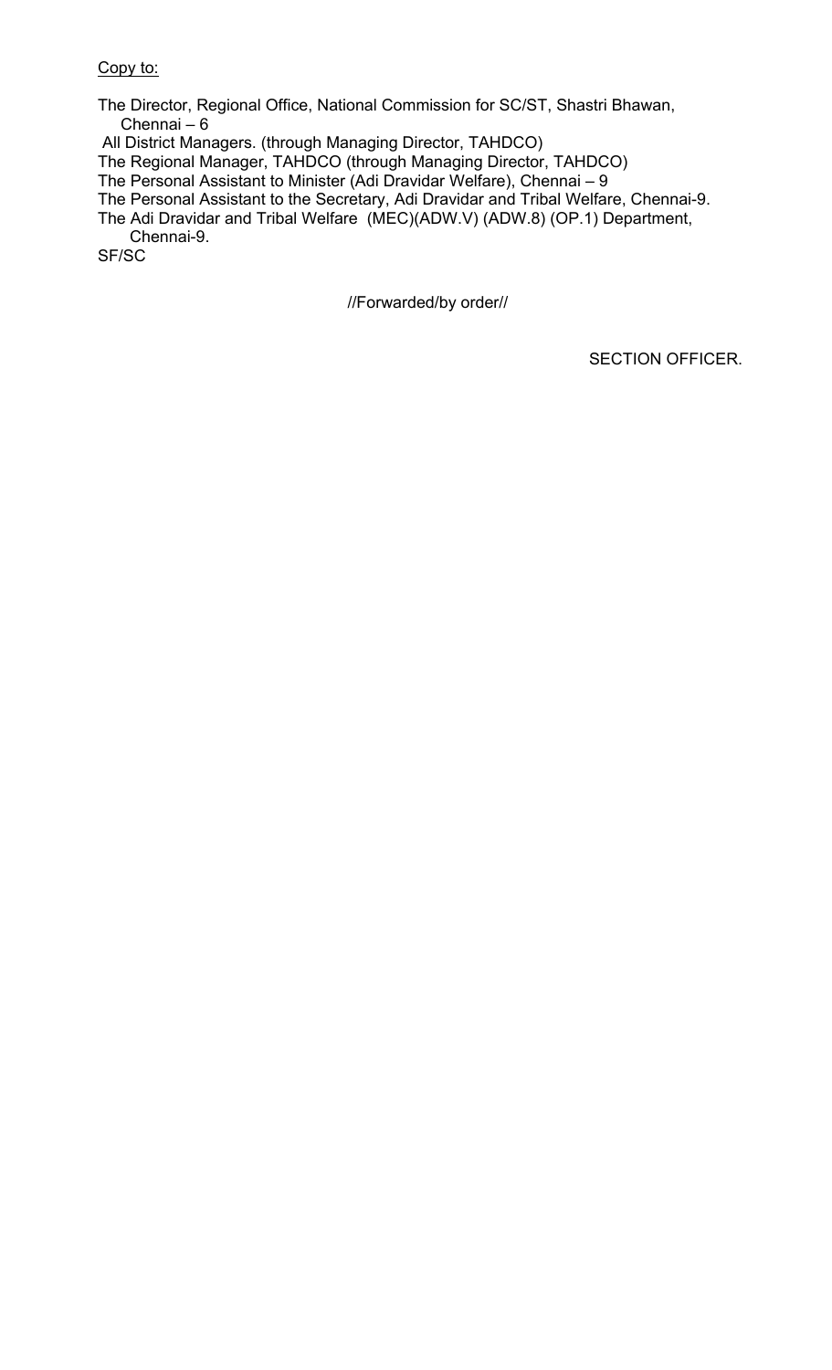<u>Copy to:</u>

The Director, Regional Office, National Commission for SC/ST, Shastri Bhawan, Chennai – 6
All District Managers. (through Managing Director, TAHDCO)
The Regional Manager, TAHDCO (through Managing Director, TAHDCO)
The Personal Assistant to Minister (Adi Dravidar Welfare), Chennai – 9
The Personal Assistant to the Secretary, Adi Dravidar and Tribal Welfare, Chennai-9.
The Adi Dravidar and Tribal Welfare (MEC)(ADW.V) (ADW.8) (OP.1) Department, Chennai-9.
SF/SC

//Forwarded/by order//

SECTION OFFICER.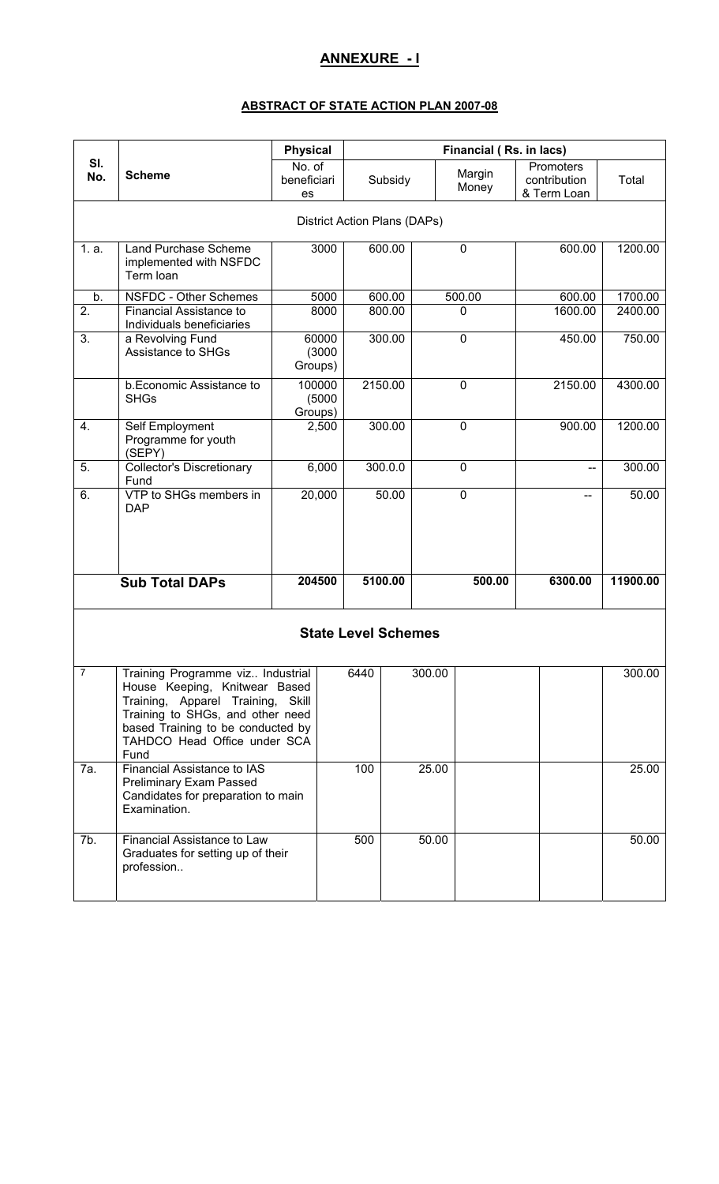# ANNEXURE - I

## ABSTRACT OF STATE ACTION PLAN 2007-08

| Sl. No. | Scheme | Physical | Financial ( Rs. in lacs) | | | |
|---|---|---|---|---|---|---|
| | | No. of beneficiaries | Subsidy | Margin Money | Promoters contribution & Term Loan | Total |
| | **District Action Plans (DAPs)** | | | | | |
| 1. a. | Land Purchase Scheme implemented with NSFDC Term loan | 3000 | 600.00 | 0 | 600.00 | 1200.00 |
| b. | NSFDC - Other Schemes | 5000 | 600.00 | 500.00 | 600.00 | 1700.00 |
| 2. | Financial Assistance to Individuals beneficiaries | 8000 | 800.00 | 0 | 1600.00 | 2400.00 |
| 3. | a Revolving Fund Assistance to SHGs | 60000 (3000 Groups) | 300.00 | 0 | 450.00 | 750.00 |
| | b.Economic Assistance to SHGs | 100000 (5000 Groups) | 2150.00 | 0 | 2150.00 | 4300.00 |
| 4. | Self Employment Programme for youth (SEPY) | 2,500 | 300.00 | 0 | 900.00 | 1200.00 |
| 5. | Collector's Discretionary Fund | 6,000 | 300.0.0 | 0 | -- | 300.00 |
| 6. | VTP to SHGs members in DAP | 20,000 | 50.00 | 0 | -- | 50.00 |
| | **Sub Total DAPs** | **204500** | **5100.00** | **500.00** | **6300.00** | **11900.00** |
| | **State Level Schemes** | | | | | |
| 7 | Training Programme viz.. Industrial House Keeping, Knitwear Based Training, Apparel Training, Skill Training to SHGs, and other need based Training to be conducted by TAHDCO Head Office under SCA Fund | 6440 | 300.00 | | | 300.00 |
| 7a. | Financial Assistance to IAS Preliminary Exam Passed Candidates for preparation to main Examination. | 100 | 25.00 | | | 25.00 |
| 7b. | Financial Assistance to Law Graduates for setting up of their profession.. | 500 | 50.00 | | | 50.00 |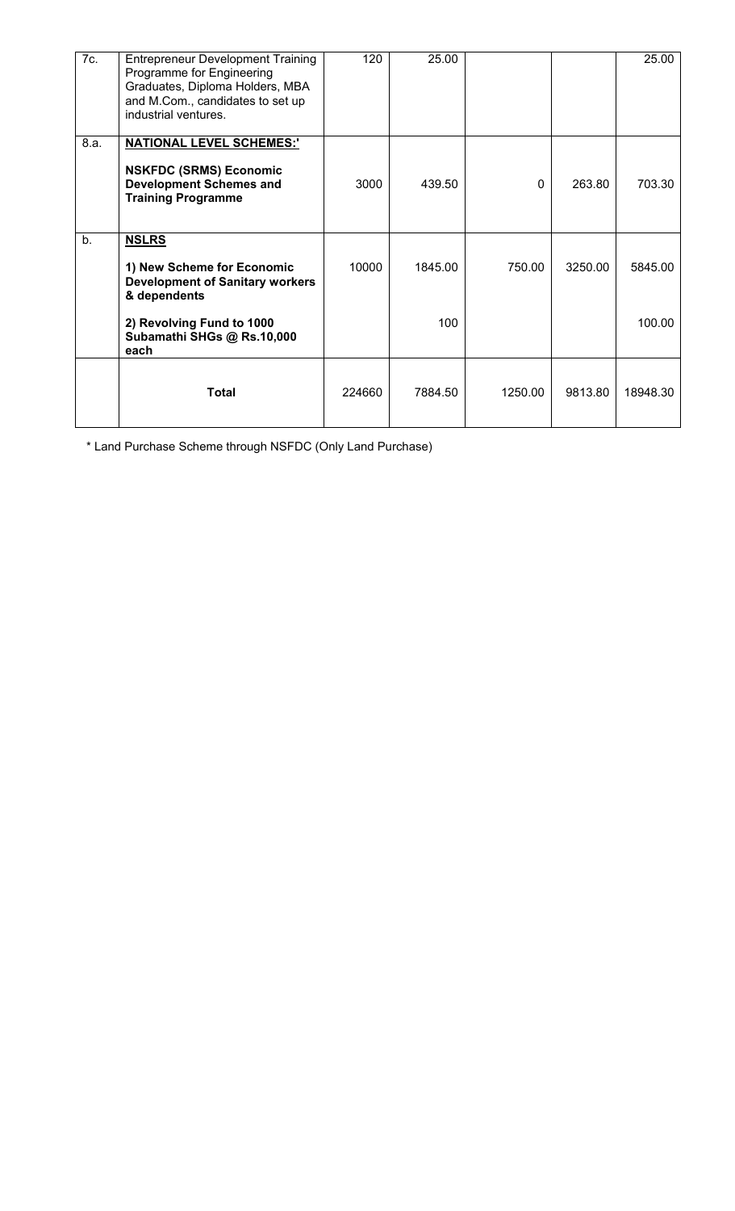| | | | | | | |
|---|---|---|---|---|---|---|
| 7c. | Entrepreneur Development Training Programme for Engineering Graduates, Diploma Holders, MBA and M.Com., candidates to set up industrial ventures. | 120 | 25.00 | | | 25.00 |
| 8.a. | **NATIONAL LEVEL SCHEMES:'**<br><br>**NSKFDC (SRMS) Economic Development Schemes and Training Programme** | 3000 | 439.50 | 0 | 263.80 | 703.30 |
| b. | **NSLRS**<br><br>**1) New Scheme for Economic Development of Sanitary workers & dependents** | 10000 | 1845.00 | 750.00 | 3250.00 | 5845.00 |
| | **2) Revolving Fund to 1000 Subamathi SHGs @ Rs.10,000 each** | | 100 | | | 100.00 |
| | **Total** | 224660 | 7884.50 | 1250.00 | 9813.80 | 18948.30 |

* Land Purchase Scheme through NSFDC (Only Land Purchase)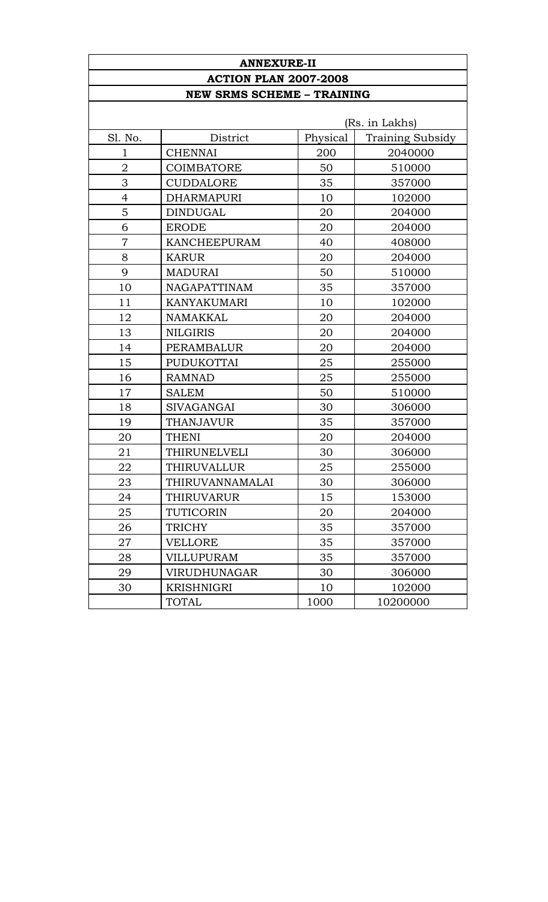**ANNEXURE-II**

**ACTION PLAN 2007-2008**

**NEW SRMS SCHEME – TRAINING**

(Rs. in Lakhs)

| Sl. No. | District | Physical | Training Subsidy |
|---|---|---|---|
| 1 | CHENNAI | 200 | 2040000 |
| 2 | COIMBATORE | 50 | 510000 |
| 3 | CUDDALORE | 35 | 357000 |
| 4 | DHARMAPURI | 10 | 102000 |
| 5 | DINDUGAL | 20 | 204000 |
| 6 | ERODE | 20 | 204000 |
| 7 | KANCHEEPURAM | 40 | 408000 |
| 8 | KARUR | 20 | 204000 |
| 9 | MADURAI | 50 | 510000 |
| 10 | NAGAPATTINAM | 35 | 357000 |
| 11 | KANYAKUMARI | 10 | 102000 |
| 12 | NAMAKKAL | 20 | 204000 |
| 13 | NILGIRIS | 20 | 204000 |
| 14 | PERAMBALUR | 20 | 204000 |
| 15 | PUDUKOTTAI | 25 | 255000 |
| 16 | RAMNAD | 25 | 255000 |
| 17 | SALEM | 50 | 510000 |
| 18 | SIVAGANGAI | 30 | 306000 |
| 19 | THANJAVUR | 35 | 357000 |
| 20 | THENI | 20 | 204000 |
| 21 | THIRUNELVELI | 30 | 306000 |
| 22 | THIRUVALLUR | 25 | 255000 |
| 23 | THIRUVANNAMALAI | 30 | 306000 |
| 24 | THIRUVARUR | 15 | 153000 |
| 25 | TUTICORIN | 20 | 204000 |
| 26 | TRICHY | 35 | 357000 |
| 27 | VELLORE | 35 | 357000 |
| 28 | VILLUPURAM | 35 | 357000 |
| 29 | VIRUDHUNAGAR | 30 | 306000 |
| 30 | KRISHNIGRI | 10 | 102000 |
| | TOTAL | 1000 | 10200000 |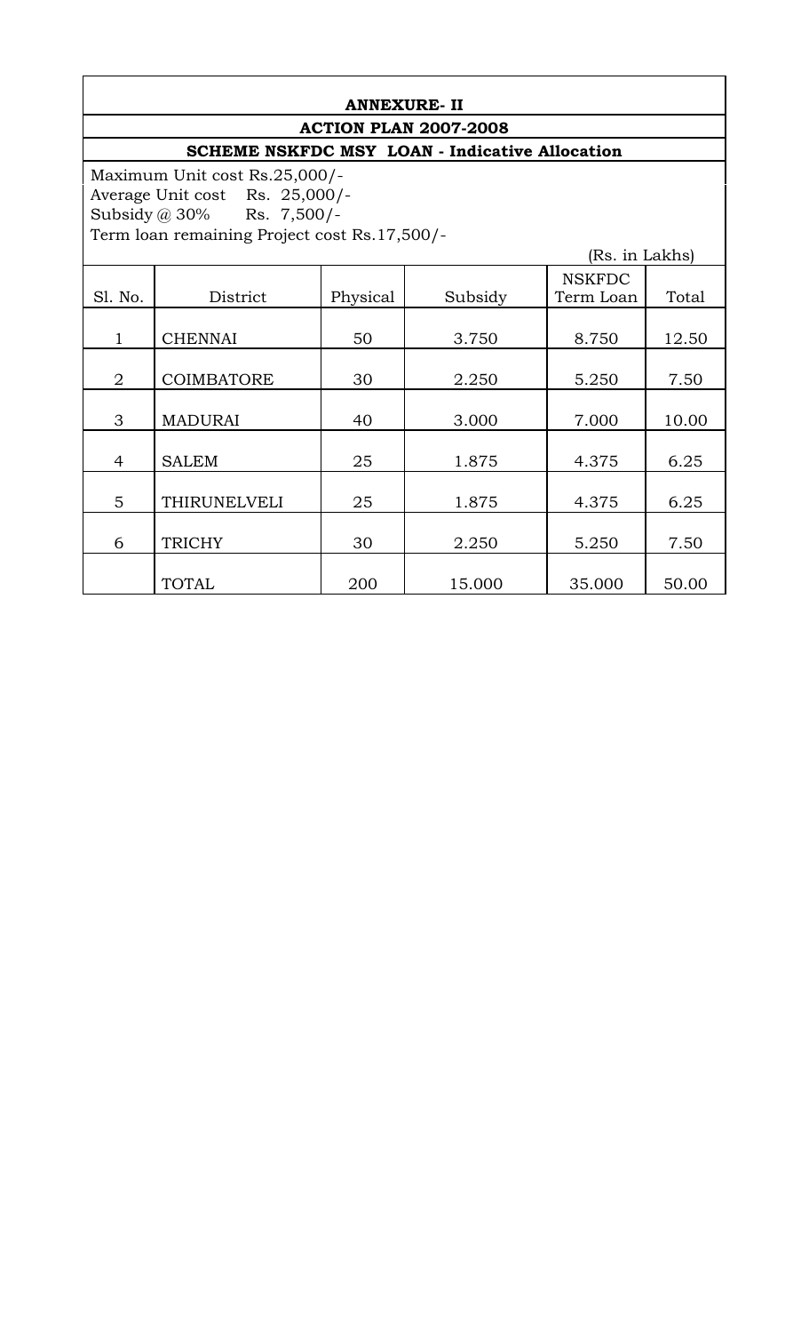**ANNEXURE- II**

**ACTION PLAN 2007-2008**

**SCHEME NSKFDC MSY LOAN - Indicative Allocation**

Maximum Unit cost Rs.25,000/-
Average Unit cost Rs. 25,000/-
Subsidy @ 30% Rs. 7,500/-
Term loan remaining Project cost Rs.17,500/-

(Rs. in Lakhs)

| Sl. No. | District | Physical | Subsidy | NSKFDC Term Loan | Total |
|---|---|---|---|---|---|
| 1 | CHENNAI | 50 | 3.750 | 8.750 | 12.50 |
| 2 | COIMBATORE | 30 | 2.250 | 5.250 | 7.50 |
| 3 | MADURAI | 40 | 3.000 | 7.000 | 10.00 |
| 4 | SALEM | 25 | 1.875 | 4.375 | 6.25 |
| 5 | THIRUNELVELI | 25 | 1.875 | 4.375 | 6.25 |
| 6 | TRICHY | 30 | 2.250 | 5.250 | 7.50 |
| | TOTAL | 200 | 15.000 | 35.000 | 50.00 |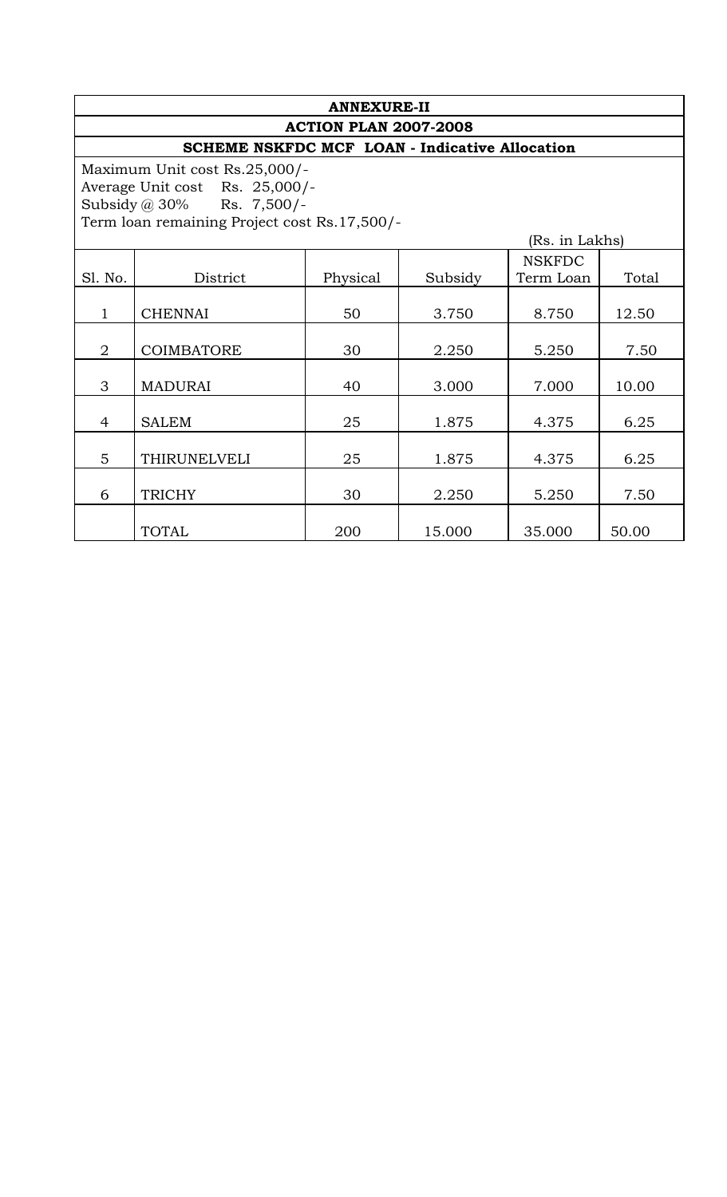**ANNEXURE-II**

**ACTION PLAN 2007-2008**

**SCHEME NSKFDC MCF LOAN - Indicative Allocation**

Maximum Unit cost Rs.25,000/-
Average Unit cost Rs. 25,000/-
Subsidy @ 30% Rs. 7,500/-
Term loan remaining Project cost Rs.17,500/-

(Rs. in Lakhs)

| Sl. No. | District | Physical | Subsidy | NSKFDC Term Loan | Total |
|---|---|---|---|---|---|
| 1 | CHENNAI | 50 | 3.750 | 8.750 | 12.50 |
| 2 | COIMBATORE | 30 | 2.250 | 5.250 | 7.50 |
| 3 | MADURAI | 40 | 3.000 | 7.000 | 10.00 |
| 4 | SALEM | 25 | 1.875 | 4.375 | 6.25 |
| 5 | THIRUNELVELI | 25 | 1.875 | 4.375 | 6.25 |
| 6 | TRICHY | 30 | 2.250 | 5.250 | 7.50 |
| | TOTAL | 200 | 15.000 | 35.000 | 50.00 |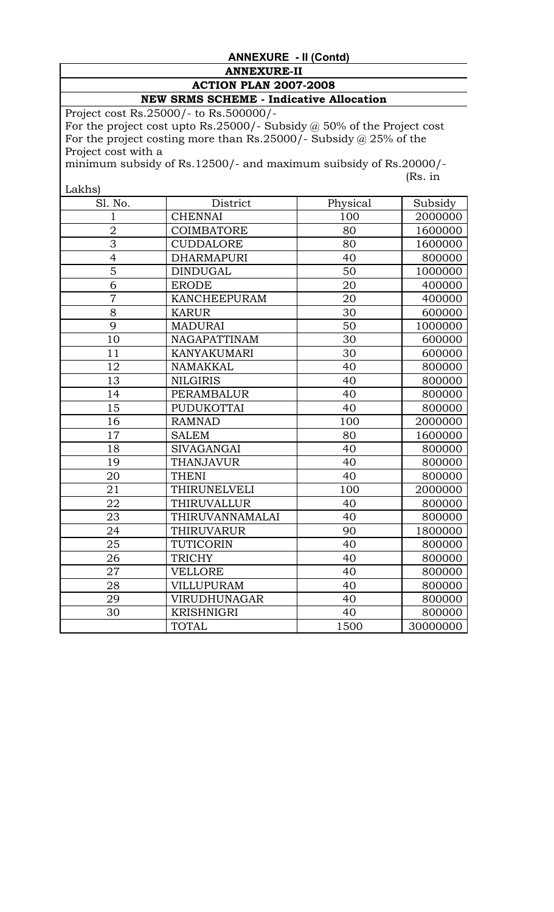**ANNEXURE - II (Contd)**

**ANNEXURE-II**

**ACTION PLAN 2007-2008**

**NEW SRMS SCHEME - Indicative Allocation**

Project cost Rs.25000/- to Rs.500000/-
For the project cost upto Rs.25000/- Subsidy @ 50% of the Project cost
For the project costing more than Rs.25000/- Subsidy @ 25% of the Project cost with a
minimum subsidy of Rs.12500/- and maximum suibsidy of Rs.20000/-

(Rs. in Lakhs)

| Sl. No. | District | Physical | Subsidy |
|---|---|---|---|
| 1 | CHENNAI | 100 | 2000000 |
| 2 | COIMBATORE | 80 | 1600000 |
| 3 | CUDDALORE | 80 | 1600000 |
| 4 | DHARMAPURI | 40 | 800000 |
| 5 | DINDUGAL | 50 | 1000000 |
| 6 | ERODE | 20 | 400000 |
| 7 | KANCHEEPURAM | 20 | 400000 |
| 8 | KARUR | 30 | 600000 |
| 9 | MADURAI | 50 | 1000000 |
| 10 | NAGAPATTINAM | 30 | 600000 |
| 11 | KANYAKUMARI | 30 | 600000 |
| 12 | NAMAKKAL | 40 | 800000 |
| 13 | NILGIRIS | 40 | 800000 |
| 14 | PERAMBALUR | 40 | 800000 |
| 15 | PUDUKOTTAI | 40 | 800000 |
| 16 | RAMNAD | 100 | 2000000 |
| 17 | SALEM | 80 | 1600000 |
| 18 | SIVAGANGAI | 40 | 800000 |
| 19 | THANJAVUR | 40 | 800000 |
| 20 | THENI | 40 | 800000 |
| 21 | THIRUNELVELI | 100 | 2000000 |
| 22 | THIRUVALLUR | 40 | 800000 |
| 23 | THIRUVANNAMALAI | 40 | 800000 |
| 24 | THIRUVARUR | 90 | 1800000 |
| 25 | TUTICORIN | 40 | 800000 |
| 26 | TRICHY | 40 | 800000 |
| 27 | VELLORE | 40 | 800000 |
| 28 | VILLUPURAM | 40 | 800000 |
| 29 | VIRUDHUNAGAR | 40 | 800000 |
| 30 | KRISHNIGRI | 40 | 800000 |
| | TOTAL | 1500 | 30000000 |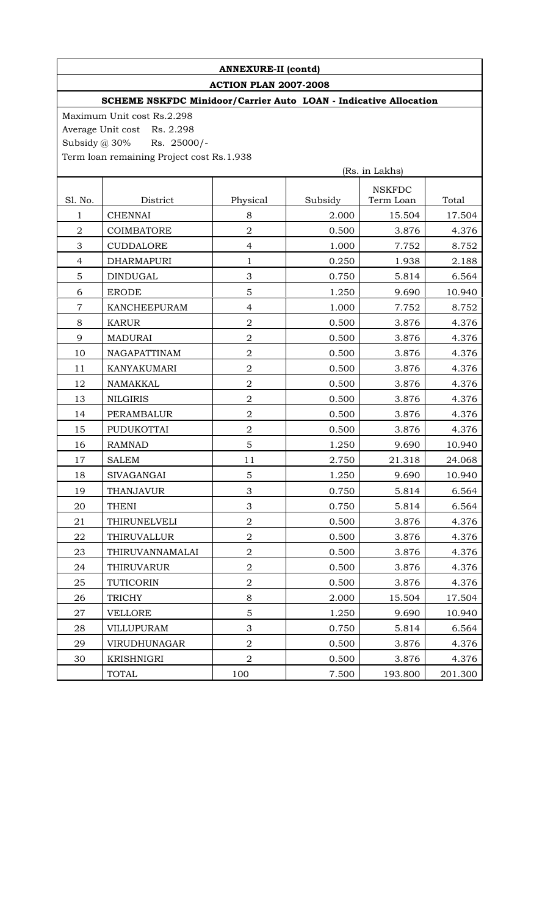**ANNEXURE-II (contd)**

**ACTION PLAN 2007-2008**

**SCHEME NSKFDC Minidoor/Carrier Auto LOAN - Indicative Allocation**

Maximum Unit cost Rs.2.298

Average Unit cost Rs. 2.298

Subsidy @ 30% Rs. 25000/-

Term loan remaining Project cost Rs.1.938

(Rs. in Lakhs)

| Sl. No. | District | Physical | Subsidy | NSKFDC Term Loan | Total |
|---|---|---|---|---|---|
| 1 | CHENNAI | 8 | 2.000 | 15.504 | 17.504 |
| 2 | COIMBATORE | 2 | 0.500 | 3.876 | 4.376 |
| 3 | CUDDALORE | 4 | 1.000 | 7.752 | 8.752 |
| 4 | DHARMAPURI | 1 | 0.250 | 1.938 | 2.188 |
| 5 | DINDUGAL | 3 | 0.750 | 5.814 | 6.564 |
| 6 | ERODE | 5 | 1.250 | 9.690 | 10.940 |
| 7 | KANCHEEPURAM | 4 | 1.000 | 7.752 | 8.752 |
| 8 | KARUR | 2 | 0.500 | 3.876 | 4.376 |
| 9 | MADURAI | 2 | 0.500 | 3.876 | 4.376 |
| 10 | NAGAPATTINAM | 2 | 0.500 | 3.876 | 4.376 |
| 11 | KANYAKUMARI | 2 | 0.500 | 3.876 | 4.376 |
| 12 | NAMAKKAL | 2 | 0.500 | 3.876 | 4.376 |
| 13 | NILGIRIS | 2 | 0.500 | 3.876 | 4.376 |
| 14 | PERAMBALUR | 2 | 0.500 | 3.876 | 4.376 |
| 15 | PUDUKOTTAI | 2 | 0.500 | 3.876 | 4.376 |
| 16 | RAMNAD | 5 | 1.250 | 9.690 | 10.940 |
| 17 | SALEM | 11 | 2.750 | 21.318 | 24.068 |
| 18 | SIVAGANGAI | 5 | 1.250 | 9.690 | 10.940 |
| 19 | THANJAVUR | 3 | 0.750 | 5.814 | 6.564 |
| 20 | THENI | 3 | 0.750 | 5.814 | 6.564 |
| 21 | THIRUNELVELI | 2 | 0.500 | 3.876 | 4.376 |
| 22 | THIRUVALLUR | 2 | 0.500 | 3.876 | 4.376 |
| 23 | THIRUVANNAMALAI | 2 | 0.500 | 3.876 | 4.376 |
| 24 | THIRUVARUR | 2 | 0.500 | 3.876 | 4.376 |
| 25 | TUTICORIN | 2 | 0.500 | 3.876 | 4.376 |
| 26 | TRICHY | 8 | 2.000 | 15.504 | 17.504 |
| 27 | VELLORE | 5 | 1.250 | 9.690 | 10.940 |
| 28 | VILLUPURAM | 3 | 0.750 | 5.814 | 6.564 |
| 29 | VIRUDHUNAGAR | 2 | 0.500 | 3.876 | 4.376 |
| 30 | KRISHNIGRI | 2 | 0.500 | 3.876 | 4.376 |
| | TOTAL | 100 | 7.500 | 193.800 | 201.300 |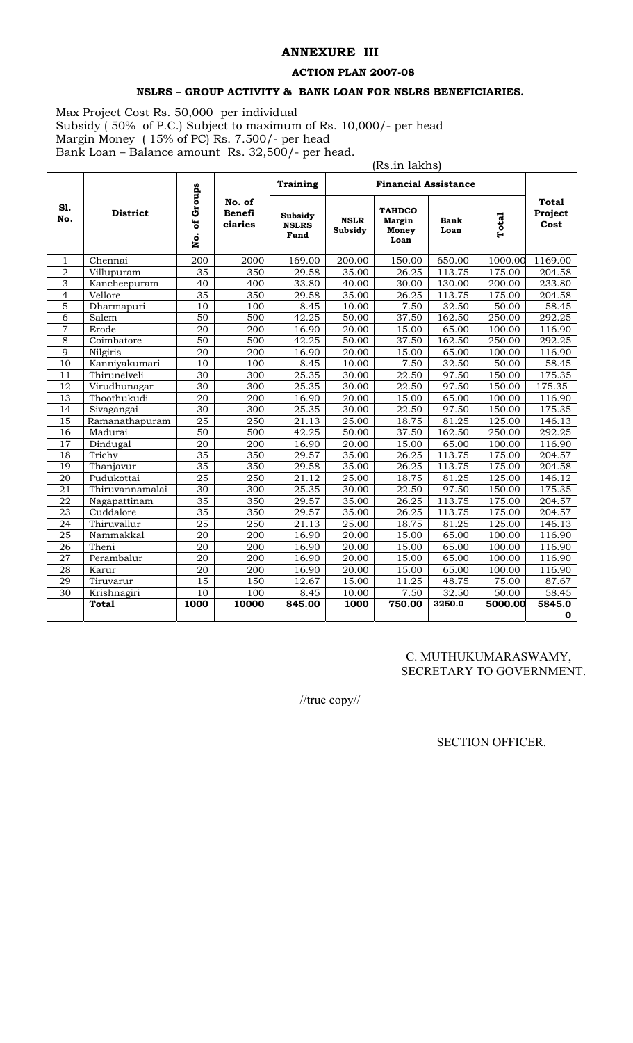## ANNEXURE III

**ACTION PLAN 2007-08**

**NSLRS – GROUP ACTIVITY & BANK LOAN FOR NSLRS BENEFICIARIES.**

Max Project Cost Rs. 50,000 per individual
Subsidy ( 50% of P.C.) Subject to maximum of Rs. 10,000/- per head
Margin Money ( 15% of PC) Rs. 7.500/- per head
Bank Loan – Balance amount Rs. 32,500/- per head.

(Rs.in lakhs)

| Sl. No. | District | No. of Groups | No. of Beneficiaries | Training | Financial Assistance | | | | Total Project Cost |
|---|---|---|---|---|---|---|---|---|---|
| | | | | Subsidy NSLRS Fund | NSLR Subsidy | TAHDCO Margin Money Loan | Bank Loan | Total | |
| 1 | Chennai | 200 | 2000 | 169.00 | 200.00 | 150.00 | 650.00 | 1000.00 | 1169.00 |
| 2 | Villupuram | 35 | 350 | 29.58 | 35.00 | 26.25 | 113.75 | 175.00 | 204.58 |
| 3 | Kancheepuram | 40 | 400 | 33.80 | 40.00 | 30.00 | 130.00 | 200.00 | 233.80 |
| 4 | Vellore | 35 | 350 | 29.58 | 35.00 | 26.25 | 113.75 | 175.00 | 204.58 |
| 5 | Dharmapuri | 10 | 100 | 8.45 | 10.00 | 7.50 | 32.50 | 50.00 | 58.45 |
| 6 | Salem | 50 | 500 | 42.25 | 50.00 | 37.50 | 162.50 | 250.00 | 292.25 |
| 7 | Erode | 20 | 200 | 16.90 | 20.00 | 15.00 | 65.00 | 100.00 | 116.90 |
| 8 | Coimbatore | 50 | 500 | 42.25 | 50.00 | 37.50 | 162.50 | 250.00 | 292.25 |
| 9 | Nilgiris | 20 | 200 | 16.90 | 20.00 | 15.00 | 65.00 | 100.00 | 116.90 |
| 10 | Kanniyakumari | 10 | 100 | 8.45 | 10.00 | 7.50 | 32.50 | 50.00 | 58.45 |
| 11 | Thirunelveli | 30 | 300 | 25.35 | 30.00 | 22.50 | 97.50 | 150.00 | 175.35 |
| 12 | Virudhunagar | 30 | 300 | 25.35 | 30.00 | 22.50 | 97.50 | 150.00 | 175.35 |
| 13 | Thoothukudi | 20 | 200 | 16.90 | 20.00 | 15.00 | 65.00 | 100.00 | 116.90 |
| 14 | Sivagangai | 30 | 300 | 25.35 | 30.00 | 22.50 | 97.50 | 150.00 | 175.35 |
| 15 | Ramanathapuram | 25 | 250 | 21.13 | 25.00 | 18.75 | 81.25 | 125.00 | 146.13 |
| 16 | Madurai | 50 | 500 | 42.25 | 50.00 | 37.50 | 162.50 | 250.00 | 292.25 |
| 17 | Dindugal | 20 | 200 | 16.90 | 20.00 | 15.00 | 65.00 | 100.00 | 116.90 |
| 18 | Trichy | 35 | 350 | 29.57 | 35.00 | 26.25 | 113.75 | 175.00 | 204.57 |
| 19 | Thanjavur | 35 | 350 | 29.58 | 35.00 | 26.25 | 113.75 | 175.00 | 204.58 |
| 20 | Pudukottai | 25 | 250 | 21.12 | 25.00 | 18.75 | 81.25 | 125.00 | 146.12 |
| 21 | Thiruvannamalai | 30 | 300 | 25.35 | 30.00 | 22.50 | 97.50 | 150.00 | 175.35 |
| 22 | Nagapattinam | 35 | 350 | 29.57 | 35.00 | 26.25 | 113.75 | 175.00 | 204.57 |
| 23 | Cuddalore | 35 | 350 | 29.57 | 35.00 | 26.25 | 113.75 | 175.00 | 204.57 |
| 24 | Thiruvallur | 25 | 250 | 21.13 | 25.00 | 18.75 | 81.25 | 125.00 | 146.13 |
| 25 | Nammakkal | 20 | 200 | 16.90 | 20.00 | 15.00 | 65.00 | 100.00 | 116.90 |
| 26 | Theni | 20 | 200 | 16.90 | 20.00 | 15.00 | 65.00 | 100.00 | 116.90 |
| 27 | Perambalur | 20 | 200 | 16.90 | 20.00 | 15.00 | 65.00 | 100.00 | 116.90 |
| 28 | Karur | 20 | 200 | 16.90 | 20.00 | 15.00 | 65.00 | 100.00 | 116.90 |
| 29 | Tiruvarur | 15 | 150 | 12.67 | 15.00 | 11.25 | 48.75 | 75.00 | 87.67 |
| 30 | Krishnagiri | 10 | 100 | 8.45 | 10.00 | 7.50 | 32.50 | 50.00 | 58.45 |
| | **Total** | **1000** | **10000** | **845.00** | **1000** | **750.00** | **3250.0** | **5000.00** | **5845.00** |

C. MUTHUKUMARASWAMY,
SECRETARY TO GOVERNMENT.

//true copy//

SECTION OFFICER.